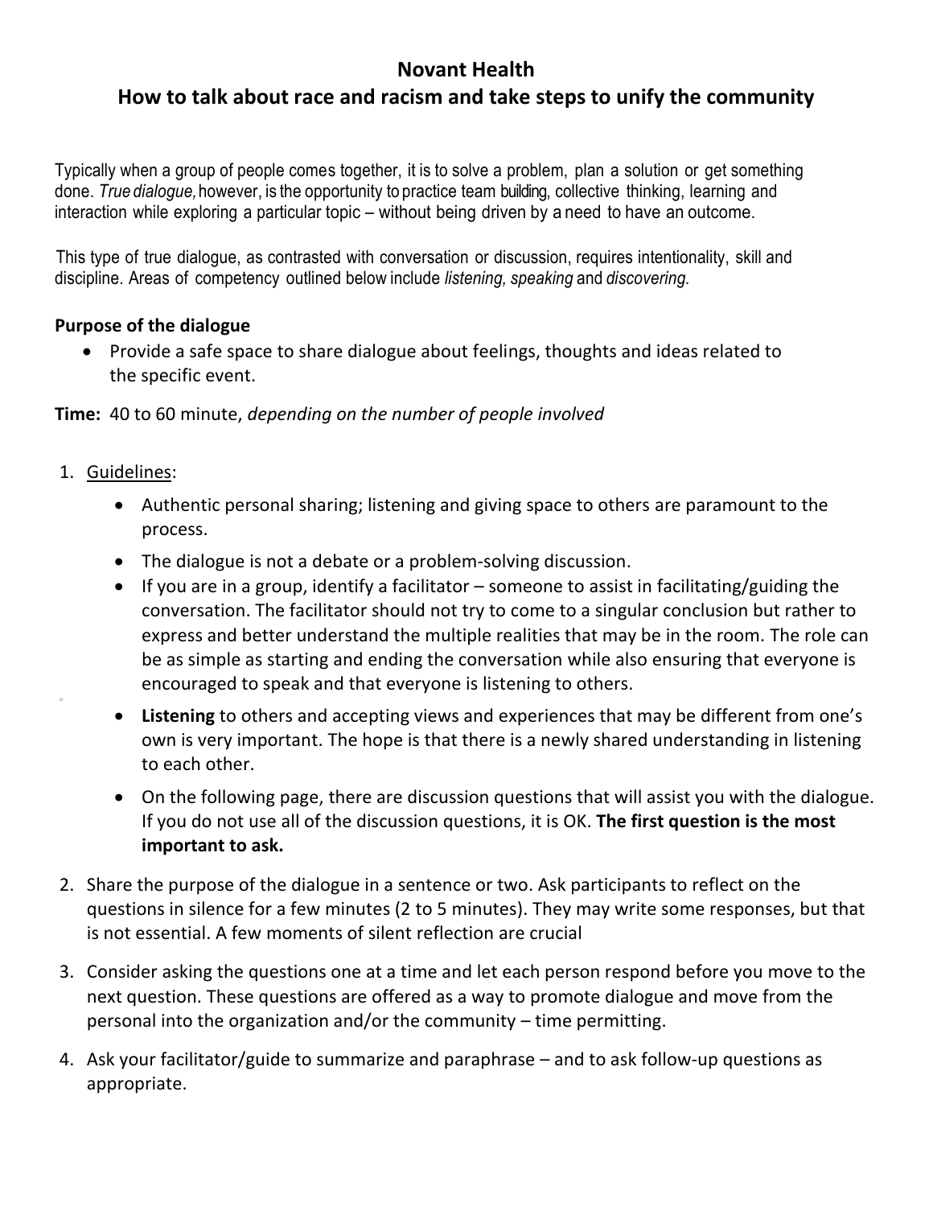# Novant Health

## How to talk about race and racism and take steps to unify the community

Typically when a group of people comes together, it is to solve a problem, plan a solution or get something done. *True dialogue,* however, is the opportunity to practice team building, collective thinking, learning and interaction while exploring a particular topic – without being driven by a need to have an outcome.

This type of true dialogue, as contrasted with conversation or discussion, requires intentionality, skill and discipline. Areas of competency outlined below include *listening, speaking* and *discovering.*

**Purpose of the dialogue**

- Provide a safe space to share dialogue about feelings, thoughts and ideas related to the specific event.

**Time:** 40 to 60 minute, *depending on the number of people involved*

1. Guidelines:
   - Authentic personal sharing; listening and giving space to others are paramount to the process.
   - The dialogue is not a debate or a problem-solving discussion.
   - If you are in a group, identify a facilitator – someone to assist in facilitating/guiding the conversation. The facilitator should not try to come to a singular conclusion but rather to express and better understand the multiple realities that may be in the room. The role can be as simple as starting and ending the conversation while also ensuring that everyone is encouraged to speak and that everyone is listening to others.
   - **Listening** to others and accepting views and experiences that may be different from one's own is very important. The hope is that there is a newly shared understanding in listening to each other.
   - On the following page, there are discussion questions that will assist you with the dialogue. If you do not use all of the discussion questions, it is OK. **The first question is the most important to ask.**
2. Share the purpose of the dialogue in a sentence or two. Ask participants to reflect on the questions in silence for a few minutes (2 to 5 minutes). They may write some responses, but that is not essential. A few moments of silent reflection are crucial
3. Consider asking the questions one at a time and let each person respond before you move to the next question. These questions are offered as a way to promote dialogue and move from the personal into the organization and/or the community – time permitting.
4. Ask your facilitator/guide to summarize and paraphrase – and to ask follow-up questions as appropriate.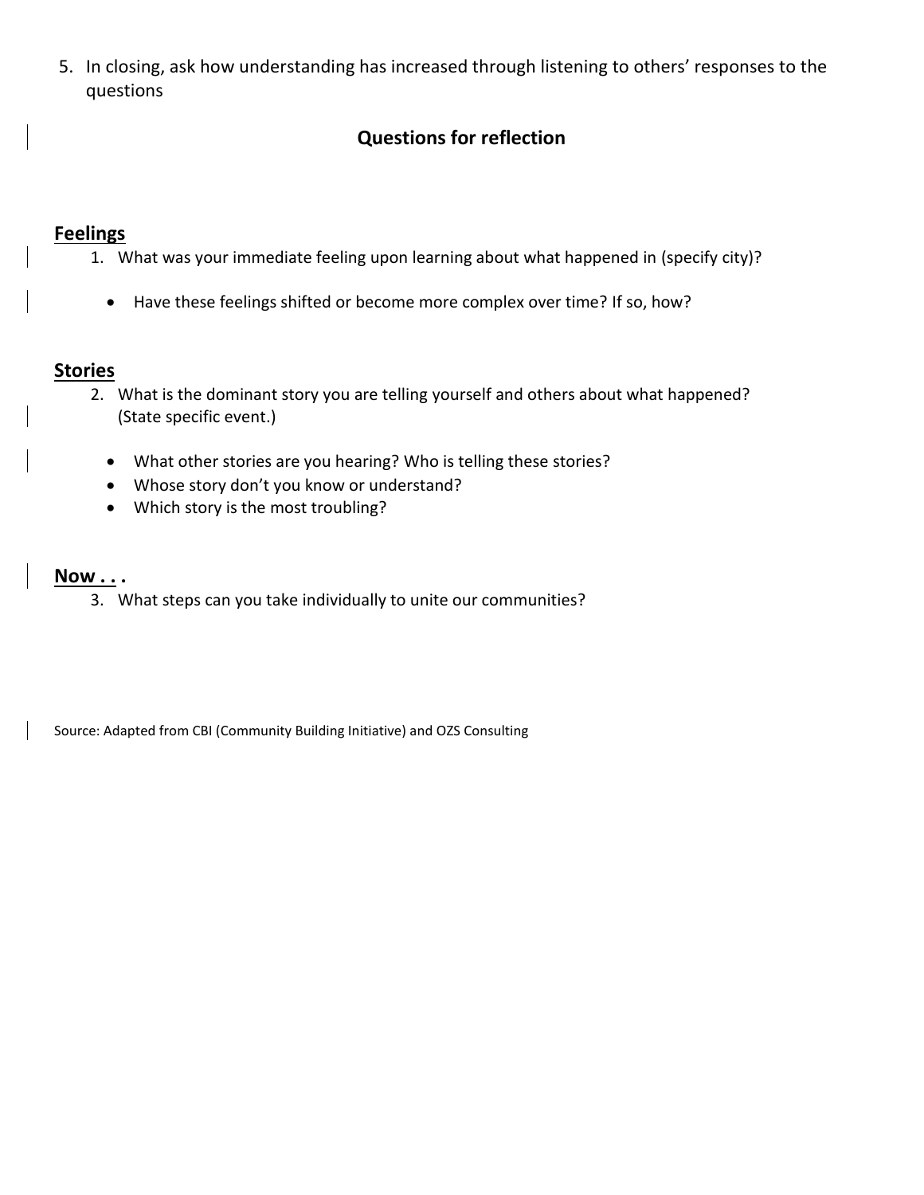5. In closing, ask how understanding has increased through listening to others' responses to the questions

## Questions for reflection

### Feelings

1. What was your immediate feeling upon learning about what happened in (specify city)?
   - Have these feelings shifted or become more complex over time? If so, how?

### Stories

2. What is the dominant story you are telling yourself and others about what happened? (State specific event.)
   - What other stories are you hearing? Who is telling these stories?
   - Whose story don't you know or understand?
   - Which story is the most troubling?

### Now . . .

3. What steps can you take individually to unite our communities?

Source: Adapted from CBI (Community Building Initiative) and OZS Consulting